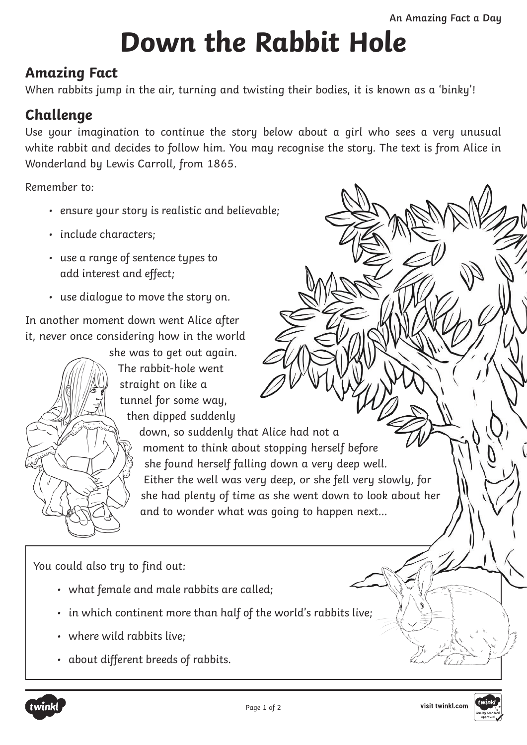# Down the Rabbit Hole

## Amazing Fact

When rabbits jump in the air, turning and twisting their bodies, it is known as a 'binky'!

## Challenge

Use your imagination to continue the story below about a girl who sees a very unusual white rabbit and decides to follow him. You may recognise the story. The text is from Alice in Wonderland by Lewis Carroll, from 1865.

Remember to:

- ensure your story is realistic and believable;
- include characters;
- use a range of sentence types to add interest and effect;
- use dialogue to move the story on.

In another moment down went Alice after it, never once considering how in the world she was to get out again. The rabbit-hole went straight on like a tunnel for some way, then dipped suddenly down, so suddenly that Alice had not a moment to think about stopping herself before she found herself falling down a very deep well. Either the well was very deep, or she fell very slowly, for she had plenty of time as she went down to look about her and to wonder what was going to happen next...

You could also try to find out:

- what female and male rabbits are called;
- in which continent more than half of the world's rabbits live;
- where wild rabbits live;
- about different breeds of rabbits.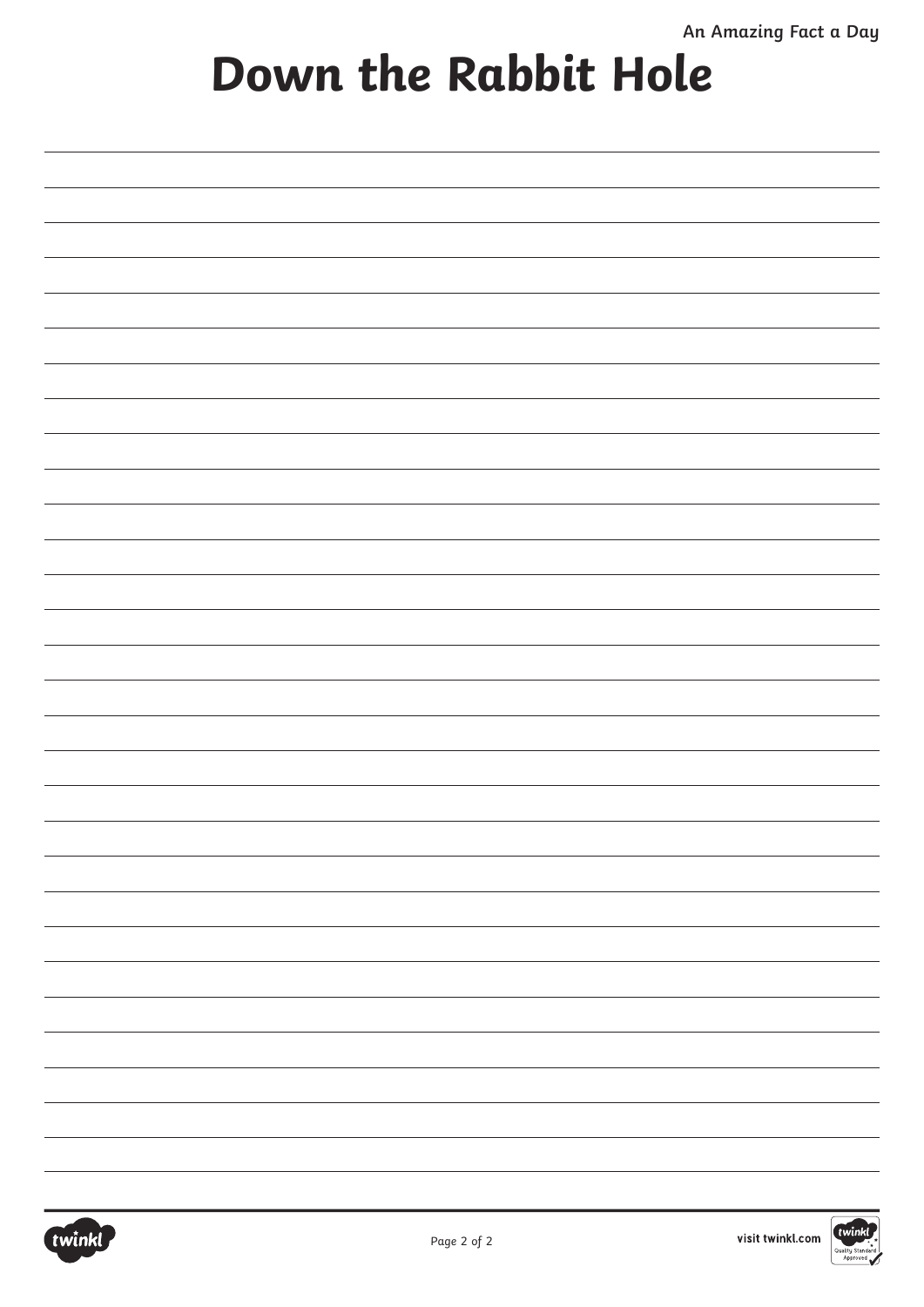# Down the Rabbit Hole